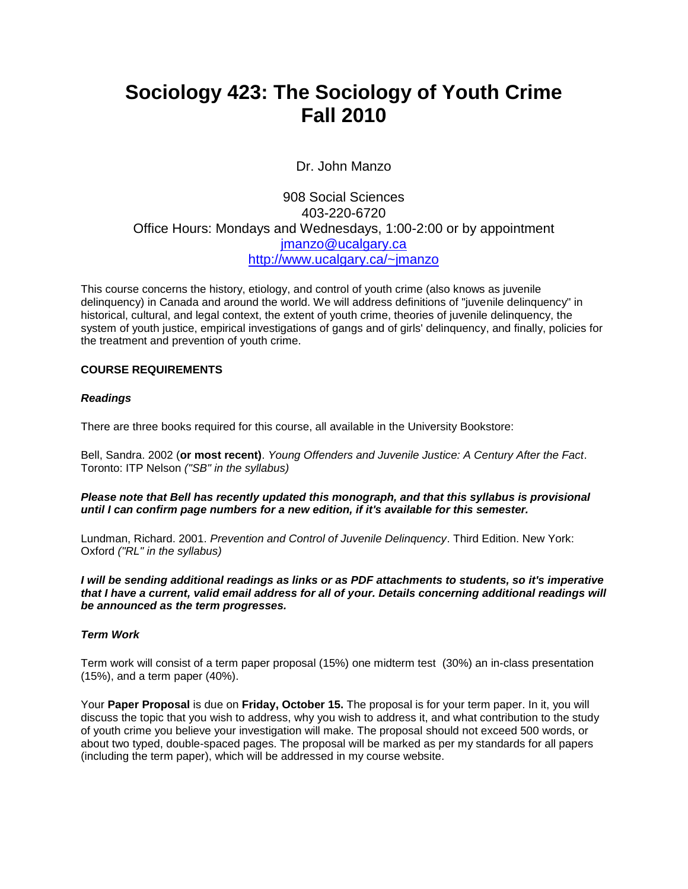# Sociology 423: The Sociology of Youth Crime
# Fall 2010

Dr. John Manzo

908 Social Sciences
403-220-6720
Office Hours: Mondays and Wednesdays, 1:00-2:00 or by appointment
jmanzo@ucalgary.ca
http://www.ucalgary.ca/~jmanzo

This course concerns the history, etiology, and control of youth crime (also knows as juvenile delinquency) in Canada and around the world. We will address definitions of "juvenile delinquency" in historical, cultural, and legal context, the extent of youth crime, theories of juvenile delinquency, the system of youth justice, empirical investigations of gangs and of girls' delinquency, and finally, policies for the treatment and prevention of youth crime.

**COURSE REQUIREMENTS**

***Readings***

There are three books required for this course, all available in the University Bookstore:

Bell, Sandra. 2002 (**or most recent)**. *Young Offenders and Juvenile Justice: A Century After the Fact*. Toronto: ITP Nelson *("SB" in the syllabus)*

***Please note that Bell has recently updated this monograph, and that this syllabus is provisional until I can confirm page numbers for a new edition, if it's available for this semester.***

Lundman, Richard. 2001. *Prevention and Control of Juvenile Delinquency*. Third Edition. New York: Oxford *("RL" in the syllabus)*

***I will be sending additional readings as links or as PDF attachments to students, so it's imperative that I have a current, valid email address for all of your. Details concerning additional readings will be announced as the term progresses.***

***Term Work***

Term work will consist of a term paper proposal (15%) one midterm test (30%) an in-class presentation (15%), and a term paper (40%).

Your **Paper Proposal** is due on **Friday, October 15.** The proposal is for your term paper. In it, you will discuss the topic that you wish to address, why you wish to address it, and what contribution to the study of youth crime you believe your investigation will make. The proposal should not exceed 500 words, or about two typed, double-spaced pages. The proposal will be marked as per my standards for all papers (including the term paper), which will be addressed in my course website.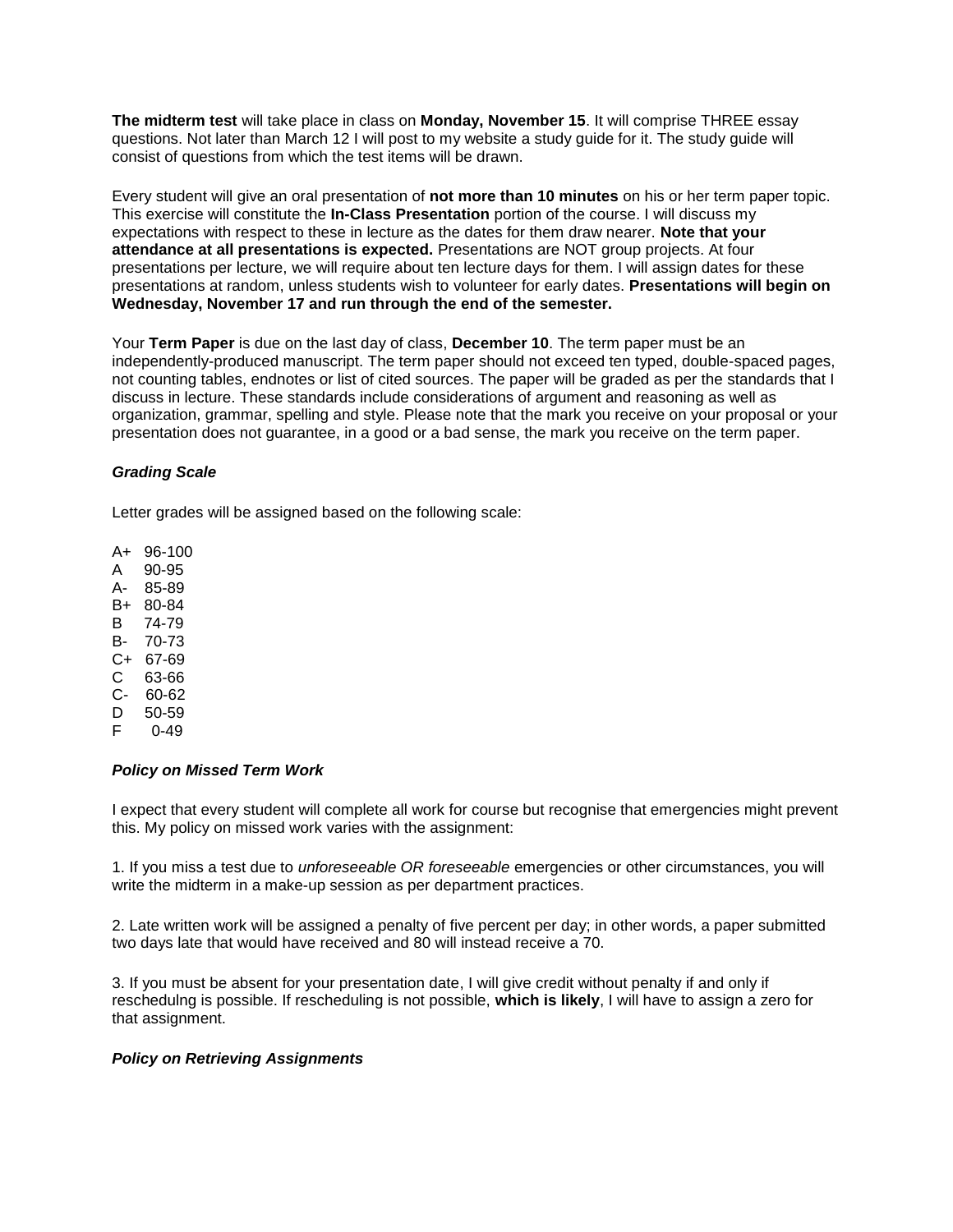**The midterm test** will take place in class on **Monday, November 15**. It will comprise THREE essay questions. Not later than March 12 I will post to my website a study guide for it. The study guide will consist of questions from which the test items will be drawn.

Every student will give an oral presentation of **not more than 10 minutes** on his or her term paper topic. This exercise will constitute the **In-Class Presentation** portion of the course. I will discuss my expectations with respect to these in lecture as the dates for them draw nearer. **Note that your attendance at all presentations is expected.** Presentations are NOT group projects. At four presentations per lecture, we will require about ten lecture days for them. I will assign dates for these presentations at random, unless students wish to volunteer for early dates. **Presentations will begin on Wednesday, November 17 and run through the end of the semester.**

Your **Term Paper** is due on the last day of class, **December 10**. The term paper must be an independently-produced manuscript. The term paper should not exceed ten typed, double-spaced pages, not counting tables, endnotes or list of cited sources. The paper will be graded as per the standards that I discuss in lecture. These standards include considerations of argument and reasoning as well as organization, grammar, spelling and style. Please note that the mark you receive on your proposal or your presentation does not guarantee, in a good or a bad sense, the mark you receive on the term paper.

### ***Grading Scale***

Letter grades will be assigned based on the following scale:

A+ 96-100
A 90-95
A- 85-89
B+ 80-84
B 74-79
B- 70-73
C+ 67-69
C 63-66
C- 60-62
D 50-59
F 0-49

### ***Policy on Missed Term Work***

I expect that every student will complete all work for course but recognise that emergencies might prevent this. My policy on missed work varies with the assignment:

1. If you miss a test due to *unforeseeable OR foreseeable* emergencies or other circumstances, you will write the midterm in a make-up session as per department practices.

2. Late written work will be assigned a penalty of five percent per day; in other words, a paper submitted two days late that would have received and 80 will instead receive a 70.

3. If you must be absent for your presentation date, I will give credit without penalty if and only if reschedulng is possible. If rescheduling is not possible, **which is likely**, I will have to assign a zero for that assignment.

### ***Policy on Retrieving Assignments***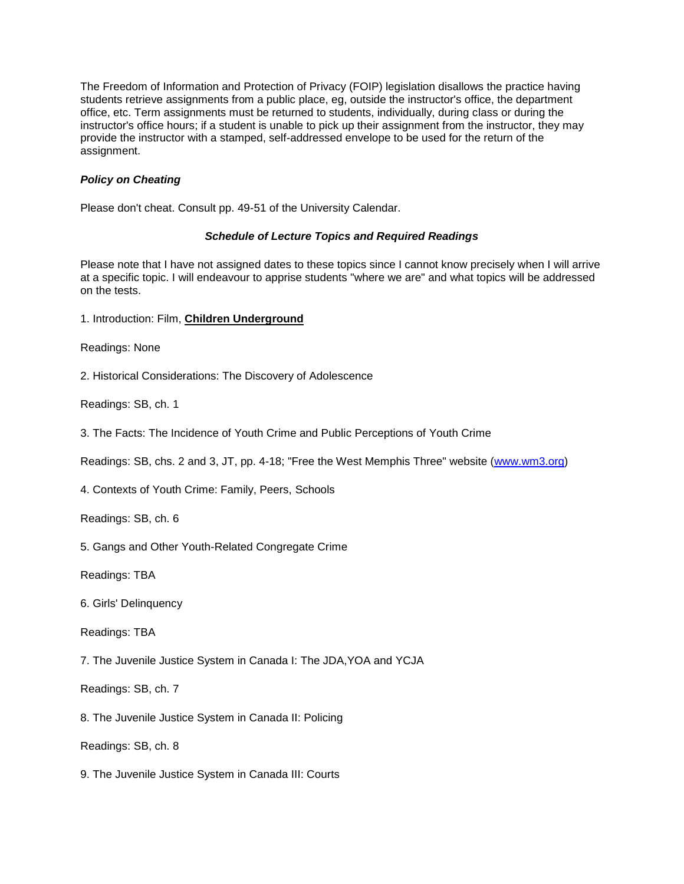The Freedom of Information and Protection of Privacy (FOIP) legislation disallows the practice having students retrieve assignments from a public place, eg, outside the instructor's office, the department office, etc. Term assignments must be returned to students, individually, during class or during the instructor's office hours; if a student is unable to pick up their assignment from the instructor, they may provide the instructor with a stamped, self-addressed envelope to be used for the return of the assignment.

***Policy on Cheating***

Please don't cheat. Consult pp. 49-51 of the University Calendar.

***Schedule of Lecture Topics and Required Readings***

Please note that I have not assigned dates to these topics since I cannot know precisely when I will arrive at a specific topic. I will endeavour to apprise students "where we are" and what topics will be addressed on the tests.

1. Introduction: Film, **Children Underground**

Readings: None

2. Historical Considerations: The Discovery of Adolescence

Readings: SB, ch. 1

3. The Facts: The Incidence of Youth Crime and Public Perceptions of Youth Crime

Readings: SB, chs. 2 and 3, JT, pp. 4-18; "Free the West Memphis Three" website (www.wm3.org)

4. Contexts of Youth Crime: Family, Peers, Schools

Readings: SB, ch. 6

5. Gangs and Other Youth-Related Congregate Crime

Readings: TBA

6. Girls' Delinquency

Readings: TBA

7. The Juvenile Justice System in Canada I: The JDA,YOA and YCJA

Readings: SB, ch. 7

8. The Juvenile Justice System in Canada II: Policing

Readings: SB, ch. 8

9. The Juvenile Justice System in Canada III: Courts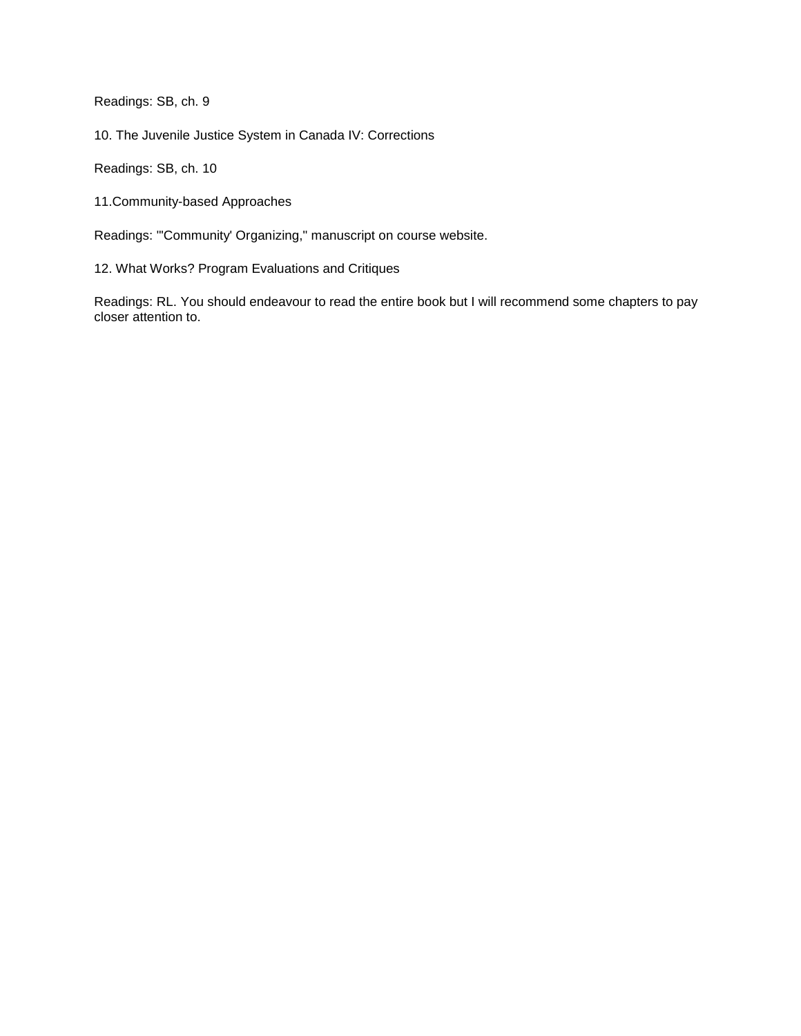Readings: SB, ch. 9

10. The Juvenile Justice System in Canada IV: Corrections

Readings: SB, ch. 10

11.Community-based Approaches

Readings: "'Community' Organizing," manuscript on course website.

12. What Works? Program Evaluations and Critiques

Readings: RL. You should endeavour to read the entire book but I will recommend some chapters to pay closer attention to.